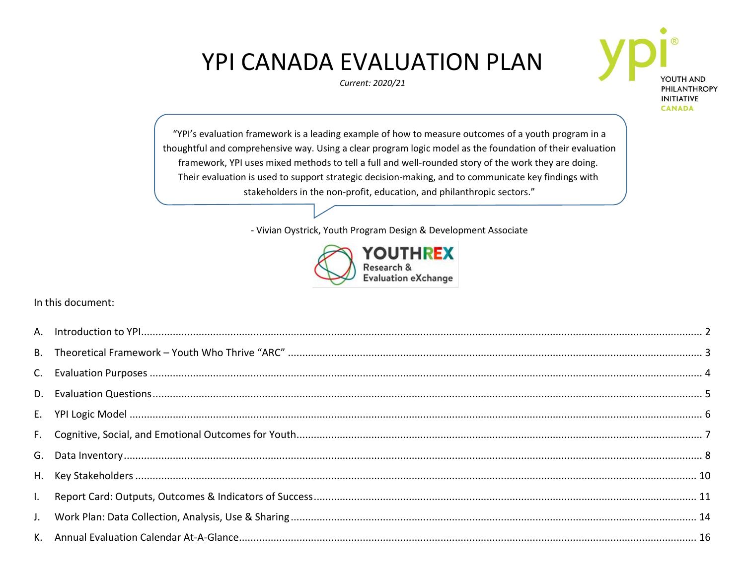# YPI CANADA EVALUATION PLAN

*Current: 2020/21*

YOUTH AND PHILANTHROPY INITIATIVE CANADA

"YPI's evaluation framework is a leading example of how to measure outcomes of a youth program in a thoughtful and comprehensive way. Using a clear program logic model as the foundation of their evaluation framework, YPI uses mixed methods to tell a full and well-rounded story of the work they are doing. Their evaluation is used to support strategic decision-making, and to communicate key findings with stakeholders in the non-profit, education, and philanthropic sectors."

- Vivian Oystrick, Youth Program Design & Development Associate

YOUTHREX Research & Evaluation eXchange

In this document:

A. Introduction to YPI ..... 2
B. Theoretical Framework – Youth Who Thrive "ARC" ..... 3
C. Evaluation Purposes ..... 4
D. Evaluation Questions ..... 5
E. YPI Logic Model ..... 6
F. Cognitive, Social, and Emotional Outcomes for Youth ..... 7
G. Data Inventory ..... 8
H. Key Stakeholders ..... 10
I. Report Card: Outputs, Outcomes & Indicators of Success ..... 11
J. Work Plan: Data Collection, Analysis, Use & Sharing ..... 14
K. Annual Evaluation Calendar At-A-Glance ..... 16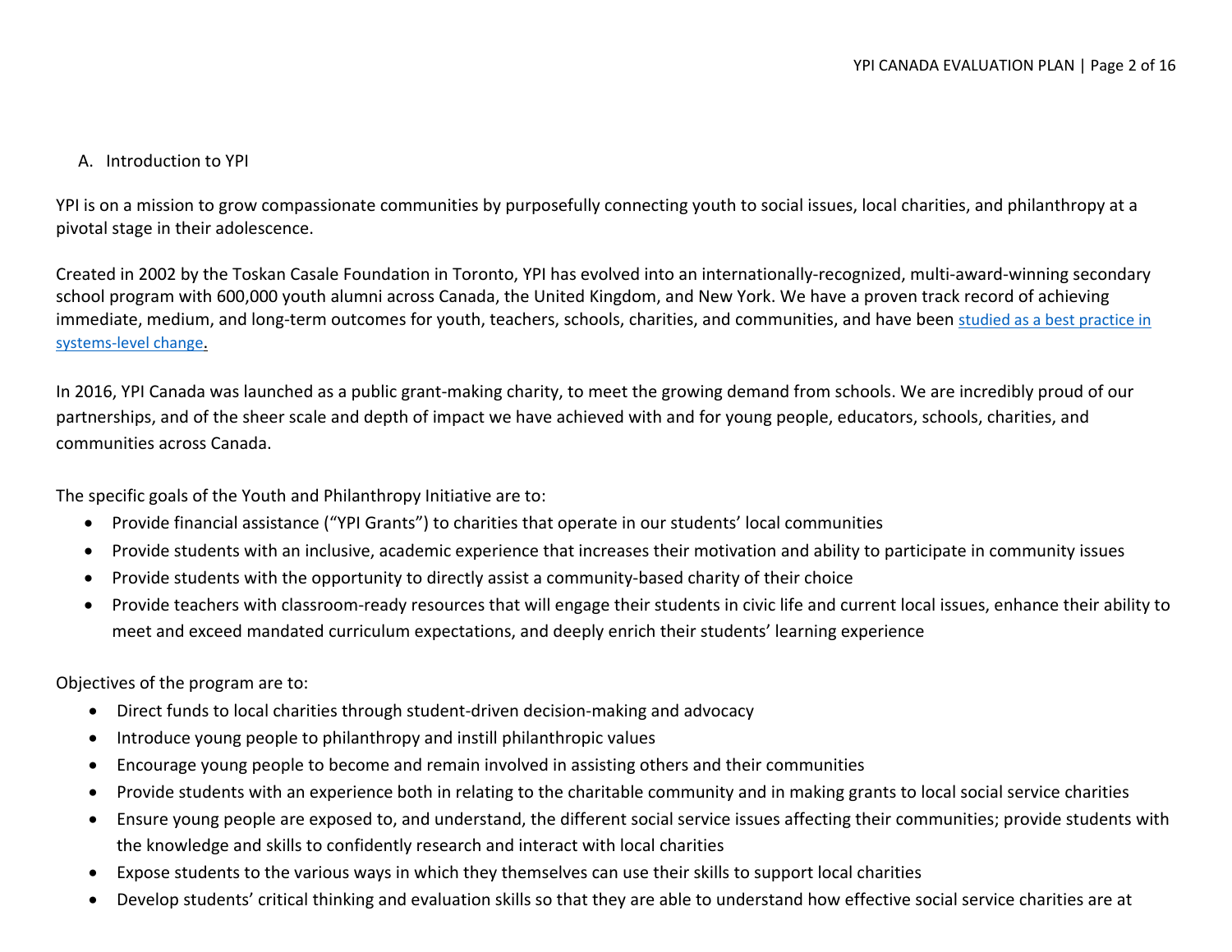## A. Introduction to YPI

YPI is on a mission to grow compassionate communities by purposefully connecting youth to social issues, local charities, and philanthropy at a pivotal stage in their adolescence.

Created in 2002 by the Toskan Casale Foundation in Toronto, YPI has evolved into an internationally-recognized, multi-award-winning secondary school program with 600,000 youth alumni across Canada, the United Kingdom, and New York. We have a proven track record of achieving immediate, medium, and long-term outcomes for youth, teachers, schools, charities, and communities, and have been studied as a best practice in systems-level change.

In 2016, YPI Canada was launched as a public grant-making charity, to meet the growing demand from schools. We are incredibly proud of our partnerships, and of the sheer scale and depth of impact we have achieved with and for young people, educators, schools, charities, and communities across Canada.

The specific goals of the Youth and Philanthropy Initiative are to:

- Provide financial assistance ("YPI Grants") to charities that operate in our students' local communities
- Provide students with an inclusive, academic experience that increases their motivation and ability to participate in community issues
- Provide students with the opportunity to directly assist a community-based charity of their choice
- Provide teachers with classroom-ready resources that will engage their students in civic life and current local issues, enhance their ability to meet and exceed mandated curriculum expectations, and deeply enrich their students' learning experience

Objectives of the program are to:

- Direct funds to local charities through student-driven decision-making and advocacy
- Introduce young people to philanthropy and instill philanthropic values
- Encourage young people to become and remain involved in assisting others and their communities
- Provide students with an experience both in relating to the charitable community and in making grants to local social service charities
- Ensure young people are exposed to, and understand, the different social service issues affecting their communities; provide students with the knowledge and skills to confidently research and interact with local charities
- Expose students to the various ways in which they themselves can use their skills to support local charities
- Develop students' critical thinking and evaluation skills so that they are able to understand how effective social service charities are at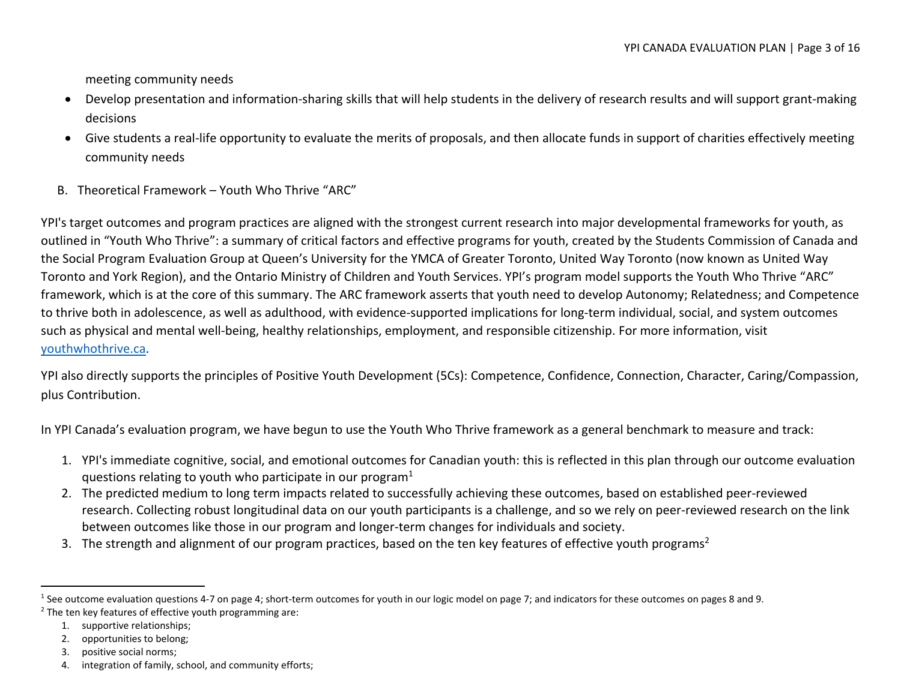meeting community needs

- Develop presentation and information-sharing skills that will help students in the delivery of research results and will support grant-making decisions
- Give students a real-life opportunity to evaluate the merits of proposals, and then allocate funds in support of charities effectively meeting community needs

B. Theoretical Framework – Youth Who Thrive "ARC"

YPI's target outcomes and program practices are aligned with the strongest current research into major developmental frameworks for youth, as outlined in "Youth Who Thrive": a summary of critical factors and effective programs for youth, created by the Students Commission of Canada and the Social Program Evaluation Group at Queen's University for the YMCA of Greater Toronto, United Way Toronto (now known as United Way Toronto and York Region), and the Ontario Ministry of Children and Youth Services. YPI's program model supports the Youth Who Thrive "ARC" framework, which is at the core of this summary. The ARC framework asserts that youth need to develop Autonomy; Relatedness; and Competence to thrive both in adolescence, as well as adulthood, with evidence-supported implications for long-term individual, social, and system outcomes such as physical and mental well-being, healthy relationships, employment, and responsible citizenship. For more information, visit [youthwhothrive.ca](youthwhothrive.ca).

YPI also directly supports the principles of Positive Youth Development (5Cs): Competence, Confidence, Connection, Character, Caring/Compassion, plus Contribution.

In YPI Canada's evaluation program, we have begun to use the Youth Who Thrive framework as a general benchmark to measure and track:

1. YPI's immediate cognitive, social, and emotional outcomes for Canadian youth: this is reflected in this plan through our outcome evaluation questions relating to youth who participate in our program[1]
2. The predicted medium to long term impacts related to successfully achieving these outcomes, based on established peer-reviewed research. Collecting robust longitudinal data on our youth participants is a challenge, and so we rely on peer-reviewed research on the link between outcomes like those in our program and longer-term changes for individuals and society.
3. The strength and alignment of our program practices, based on the ten key features of effective youth programs[2]

---

[1] See outcome evaluation questions 4-7 on page 4; short-term outcomes for youth in our logic model on page 7; and indicators for these outcomes on pages 8 and 9.

[2] The ten key features of effective youth programming are:

1. supportive relationships;
2. opportunities to belong;
3. positive social norms;
4. integration of family, school, and community efforts;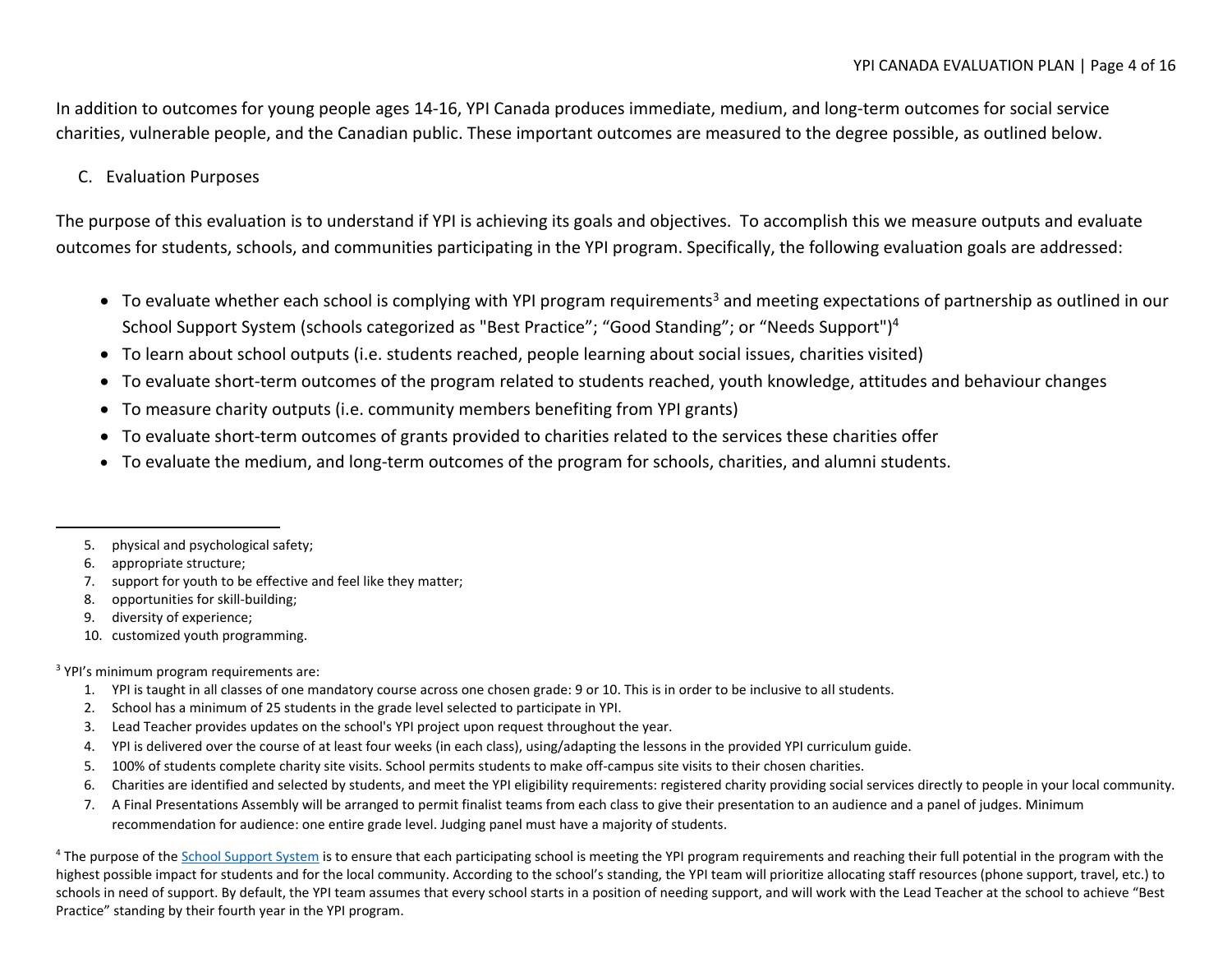In addition to outcomes for young people ages 14-16, YPI Canada produces immediate, medium, and long-term outcomes for social service charities, vulnerable people, and the Canadian public. These important outcomes are measured to the degree possible, as outlined below.

### C. Evaluation Purposes

The purpose of this evaluation is to understand if YPI is achieving its goals and objectives. To accomplish this we measure outputs and evaluate outcomes for students, schools, and communities participating in the YPI program. Specifically, the following evaluation goals are addressed:

- To evaluate whether each school is complying with YPI program requirements[3] and meeting expectations of partnership as outlined in our School Support System (schools categorized as "Best Practice"; "Good Standing"; or "Needs Support")[4]
- To learn about school outputs (i.e. students reached, people learning about social issues, charities visited)
- To evaluate short-term outcomes of the program related to students reached, youth knowledge, attitudes and behaviour changes
- To measure charity outputs (i.e. community members benefiting from YPI grants)
- To evaluate short-term outcomes of grants provided to charities related to the services these charities offer
- To evaluate the medium, and long-term outcomes of the program for schools, charities, and alumni students.

---

5. physical and psychological safety;
6. appropriate structure;
7. support for youth to be effective and feel like they matter;
8. opportunities for skill-building;
9. diversity of experience;
10. customized youth programming.

[3] YPI's minimum program requirements are:

1. YPI is taught in all classes of one mandatory course across one chosen grade: 9 or 10. This is in order to be inclusive to all students.
2. School has a minimum of 25 students in the grade level selected to participate in YPI.
3. Lead Teacher provides updates on the school's YPI project upon request throughout the year.
4. YPI is delivered over the course of at least four weeks (in each class), using/adapting the lessons in the provided YPI curriculum guide.
5. 100% of students complete charity site visits. School permits students to make off-campus site visits to their chosen charities.
6. Charities are identified and selected by students, and meet the YPI eligibility requirements: registered charity providing social services directly to people in your local community.
7. A Final Presentations Assembly will be arranged to permit finalist teams from each class to give their presentation to an audience and a panel of judges. Minimum recommendation for audience: one entire grade level. Judging panel must have a majority of students.

[4] The purpose of the School Support System is to ensure that each participating school is meeting the YPI program requirements and reaching their full potential in the program with the highest possible impact for students and for the local community. According to the school's standing, the YPI team will prioritize allocating staff resources (phone support, travel, etc.) to schools in need of support. By default, the YPI team assumes that every school starts in a position of needing support, and will work with the Lead Teacher at the school to achieve "Best Practice" standing by their fourth year in the YPI program.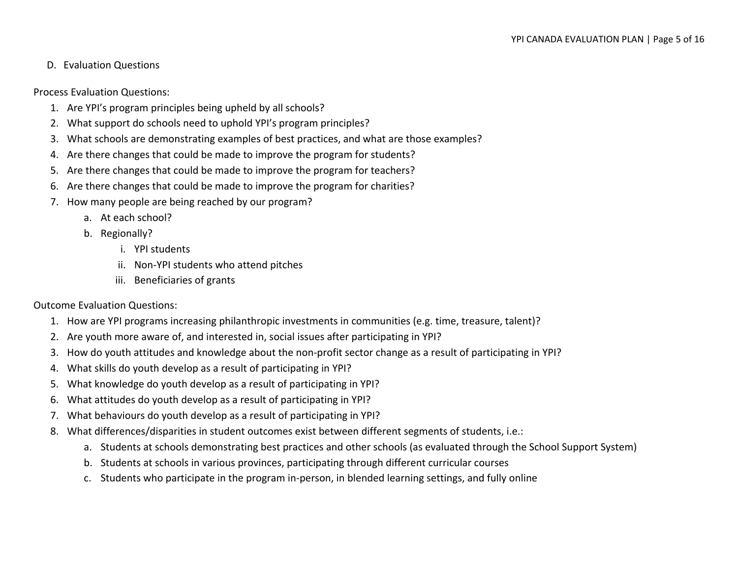D. Evaluation Questions

Process Evaluation Questions:

1. Are YPI's program principles being upheld by all schools?
2. What support do schools need to uphold YPI's program principles?
3. What schools are demonstrating examples of best practices, and what are those examples?
4. Are there changes that could be made to improve the program for students?
5. Are there changes that could be made to improve the program for teachers?
6. Are there changes that could be made to improve the program for charities?
7. How many people are being reached by our program?
   a. At each school?
   b. Regionally?
      i. YPI students
      ii. Non-YPI students who attend pitches
      iii. Beneficiaries of grants

Outcome Evaluation Questions:

1. How are YPI programs increasing philanthropic investments in communities (e.g. time, treasure, talent)?
2. Are youth more aware of, and interested in, social issues after participating in YPI?
3. How do youth attitudes and knowledge about the non-profit sector change as a result of participating in YPI?
4. What skills do youth develop as a result of participating in YPI?
5. What knowledge do youth develop as a result of participating in YPI?
6. What attitudes do youth develop as a result of participating in YPI?
7. What behaviours do youth develop as a result of participating in YPI?
8. What differences/disparities in student outcomes exist between different segments of students, i.e.:
   a. Students at schools demonstrating best practices and other schools (as evaluated through the School Support System)
   b. Students at schools in various provinces, participating through different curricular courses
   c. Students who participate in the program in-person, in blended learning settings, and fully online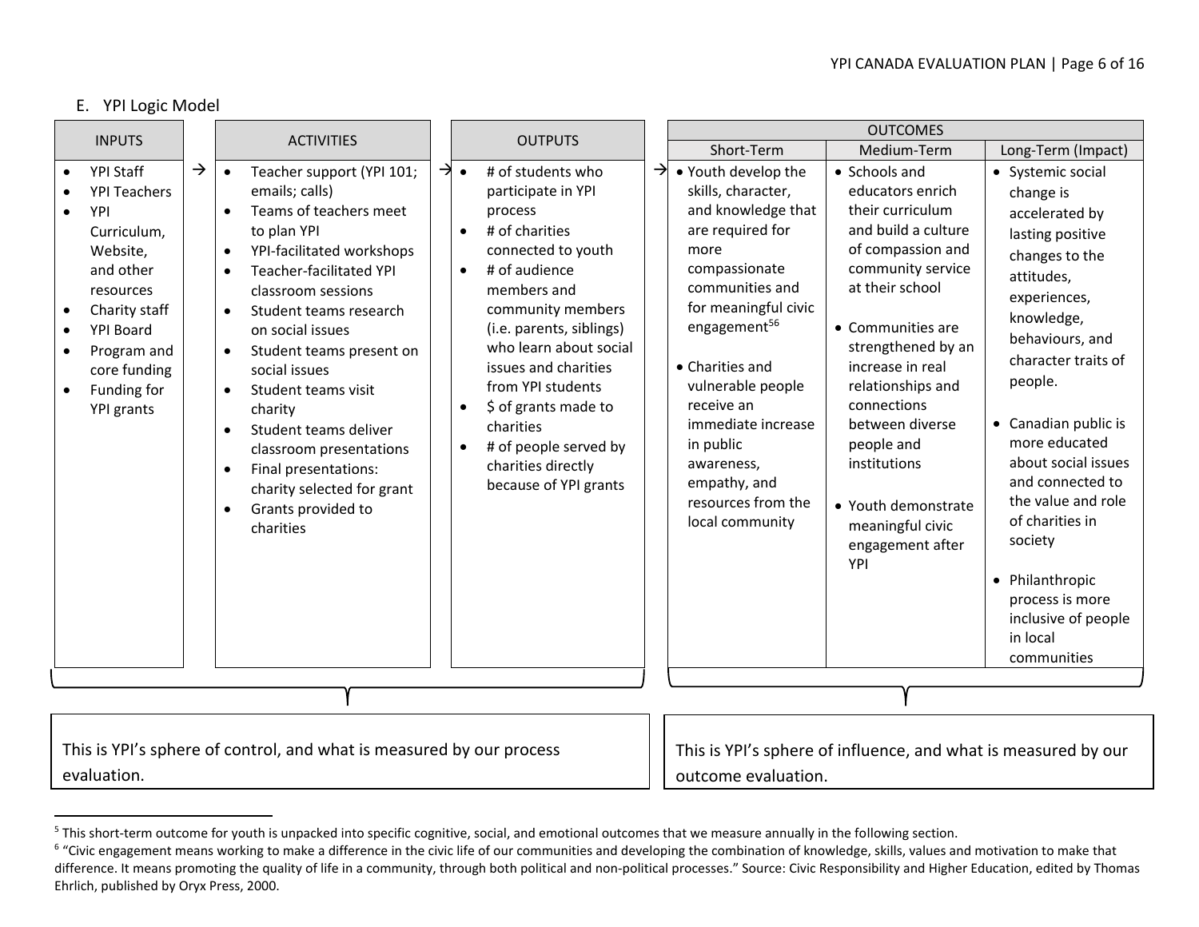## E. YPI Logic Model

| INPUTS | ACTIVITIES | OUTPUTS | OUTCOMES | | |
|---|---|---|---|---|---|
| | | | Short-Term | Medium-Term | Long-Term (Impact) |
| • YPI Staff<br>• YPI Teachers<br>• YPI Curriculum, Website, and other resources<br>• Charity staff<br>• YPI Board<br>• Program and core funding<br>• Funding for YPI grants | • Teacher support (YPI 101; emails; calls)<br>• Teams of teachers meet to plan YPI<br>• YPI-facilitated workshops<br>• Teacher-facilitated YPI classroom sessions<br>• Student teams research on social issues<br>• Student teams present on social issues<br>• Student teams visit charity<br>• Student teams deliver classroom presentations<br>• Final presentations: charity selected for grant<br>• Grants provided to charities | • # of students who participate in YPI process<br>• # of charities connected to youth<br>• # of audience members and community members (i.e. parents, siblings) who learn about social issues and charities from YPI students<br>• $ of grants made to charities<br>• # of people served by charities directly because of YPI grants | • Youth develop the skills, character, and knowledge that are required for more compassionate communities and for meaningful civic engagement[5][6]<br>• Charities and vulnerable people receive an immediate increase in public awareness, empathy, and resources from the local community | • Schools and educators enrich their curriculum and build a culture of compassion and community service at their school<br>• Communities are strengthened by an increase in real relationships and connections between diverse people and institutions<br>• Youth demonstrate meaningful civic engagement after YPI | • Systemic social change is accelerated by lasting positive changes to the attitudes, experiences, knowledge, behaviours, and character traits of people.<br>• Canadian public is more educated about social issues and connected to the value and role of charities in society<br>• Philanthropic process is more inclusive of people in local communities |

INPUTS → ACTIVITIES → OUTPUTS: This is YPI's sphere of control, and what is measured by our process evaluation.

OUTCOMES: This is YPI's sphere of influence, and what is measured by our outcome evaluation.

---

[5] This short-term outcome for youth is unpacked into specific cognitive, social, and emotional outcomes that we measure annually in the following section.

[6] "Civic engagement means working to make a difference in the civic life of our communities and developing the combination of knowledge, skills, values and motivation to make that difference. It means promoting the quality of life in a community, through both political and non-political processes." Source: Civic Responsibility and Higher Education, edited by Thomas Ehrlich, published by Oryx Press, 2000.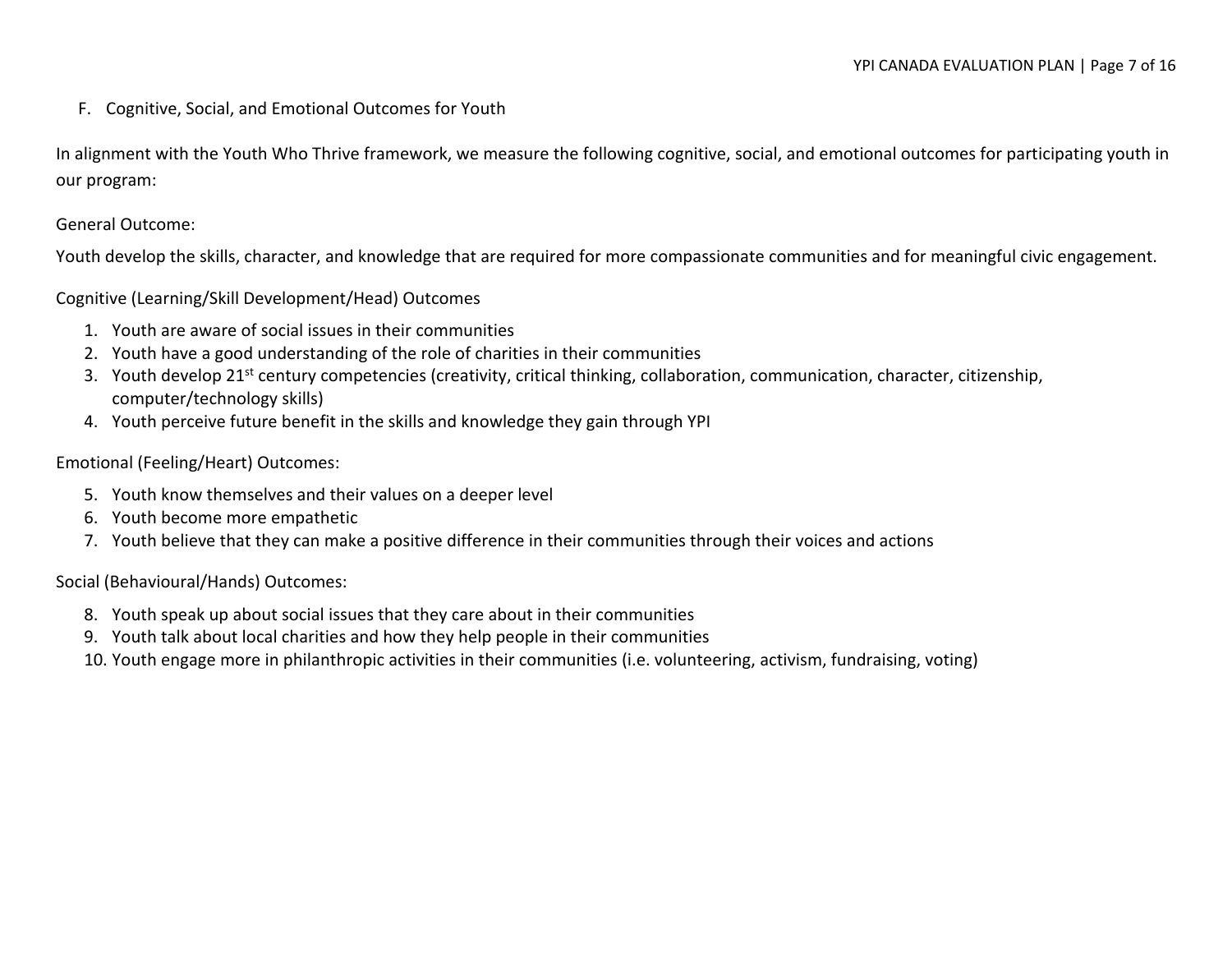## F. Cognitive, Social, and Emotional Outcomes for Youth

In alignment with the Youth Who Thrive framework, we measure the following cognitive, social, and emotional outcomes for participating youth in our program:

General Outcome:

Youth develop the skills, character, and knowledge that are required for more compassionate communities and for meaningful civic engagement.

Cognitive (Learning/Skill Development/Head) Outcomes

1. Youth are aware of social issues in their communities
2. Youth have a good understanding of the role of charities in their communities
3. Youth develop 21st century competencies (creativity, critical thinking, collaboration, communication, character, citizenship, computer/technology skills)
4. Youth perceive future benefit in the skills and knowledge they gain through YPI

Emotional (Feeling/Heart) Outcomes:

5. Youth know themselves and their values on a deeper level
6. Youth become more empathetic
7. Youth believe that they can make a positive difference in their communities through their voices and actions

Social (Behavioural/Hands) Outcomes:

8. Youth speak up about social issues that they care about in their communities
9. Youth talk about local charities and how they help people in their communities
10. Youth engage more in philanthropic activities in their communities (i.e. volunteering, activism, fundraising, voting)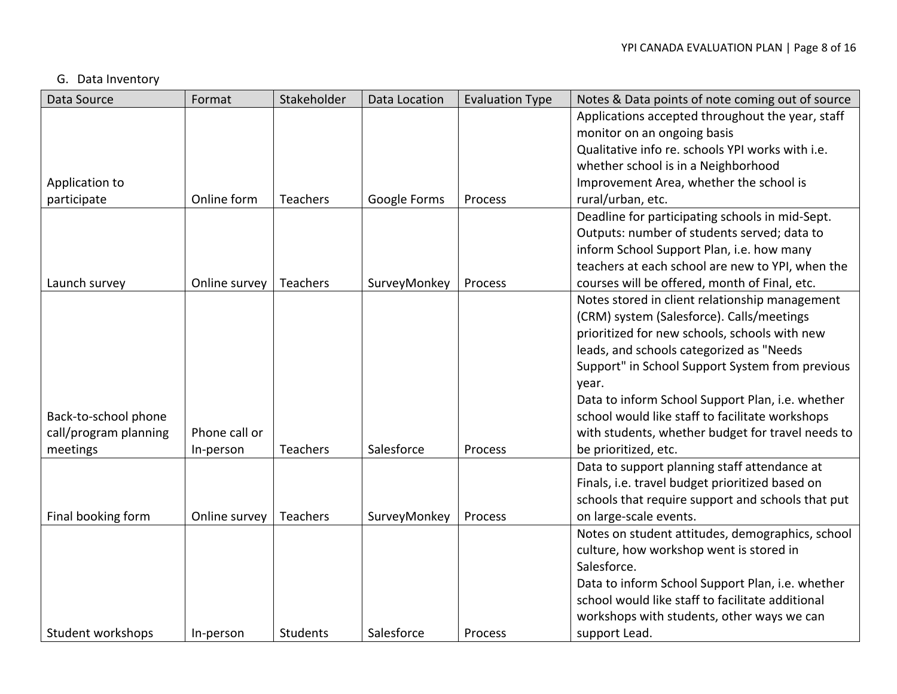G. Data Inventory

| Data Source | Format | Stakeholder | Data Location | Evaluation Type | Notes & Data points of note coming out of source |
|---|---|---|---|---|---|
| Application to participate | Online form | Teachers | Google Forms | Process | Applications accepted throughout the year, staff monitor on an ongoing basis<br>Qualitative info re. schools YPI works with i.e. whether school is in a Neighborhood Improvement Area, whether the school is rural/urban, etc. |
| Launch survey | Online survey | Teachers | SurveyMonkey | Process | Deadline for participating schools in mid-Sept.<br>Outputs: number of students served; data to inform School Support Plan, i.e. how many teachers at each school are new to YPI, when the courses will be offered, month of Final, etc. |
| Back-to-school phone call/program planning meetings | Phone call or In-person | Teachers | Salesforce | Process | Notes stored in client relationship management (CRM) system (Salesforce). Calls/meetings prioritized for new schools, schools with new leads, and schools categorized as "Needs Support" in School Support System from previous year.<br>Data to inform School Support Plan, i.e. whether school would like staff to facilitate workshops with students, whether budget for travel needs to be prioritized, etc. |
| Final booking form | Online survey | Teachers | SurveyMonkey | Process | Data to support planning staff attendance at Finals, i.e. travel budget prioritized based on schools that require support and schools that put on large-scale events. |
| Student workshops | In-person | Students | Salesforce | Process | Notes on student attitudes, demographics, school culture, how workshop went is stored in Salesforce.<br>Data to inform School Support Plan, i.e. whether school would like staff to facilitate additional workshops with students, other ways we can support Lead. |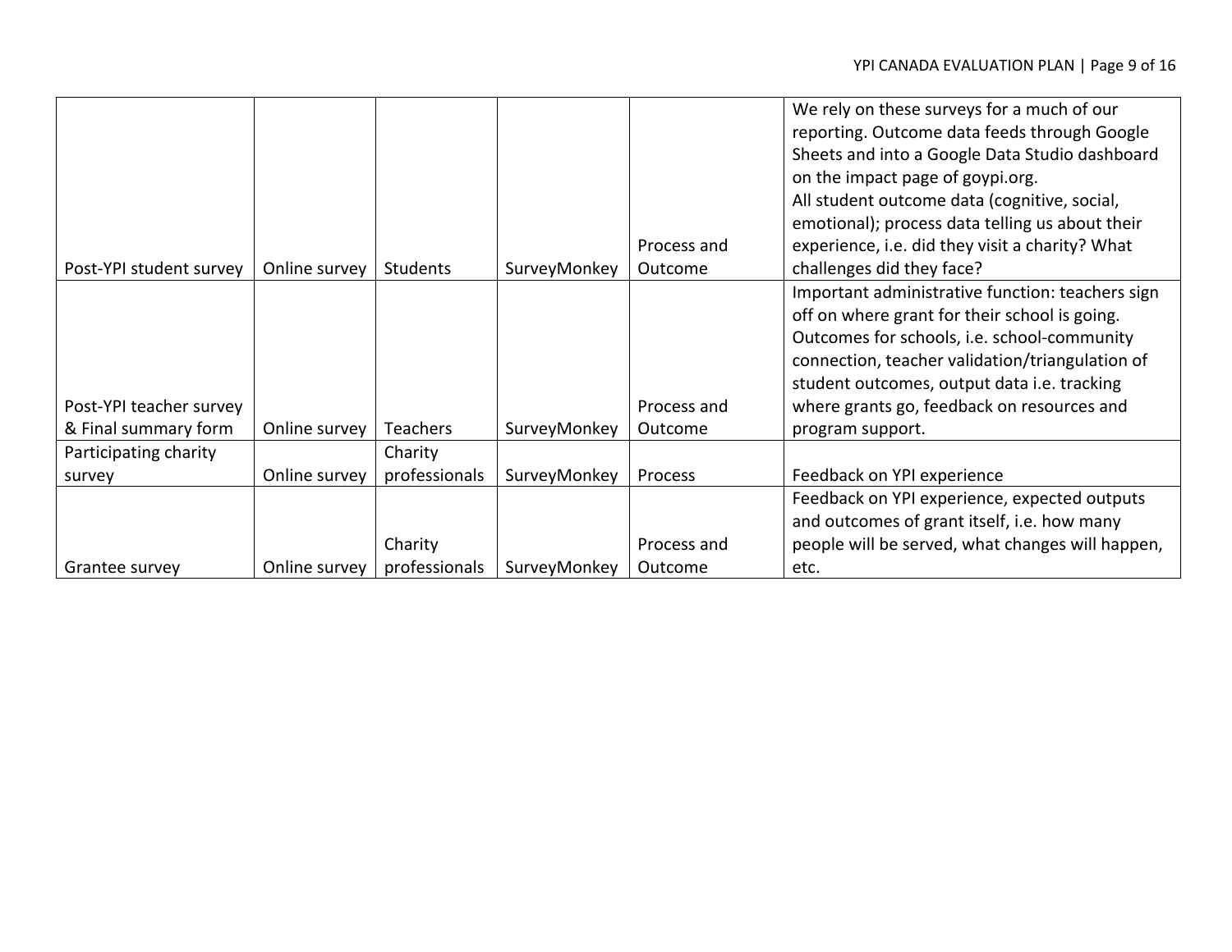| | | | | | |
|---|---|---|---|---|---|
| Post-YPI student survey | Online survey | Students | SurveyMonkey | Process and Outcome | We rely on these surveys for a much of our reporting. Outcome data feeds through Google Sheets and into a Google Data Studio dashboard on the impact page of goypi.org.<br>All student outcome data (cognitive, social, emotional); process data telling us about their experience, i.e. did they visit a charity? What challenges did they face? |
| Post-YPI teacher survey & Final summary form | Online survey | Teachers | SurveyMonkey | Process and Outcome | Important administrative function: teachers sign off on where grant for their school is going. Outcomes for schools, i.e. school-community connection, teacher validation/triangulation of student outcomes, output data i.e. tracking where grants go, feedback on resources and program support. |
| Participating charity survey | Online survey | Charity professionals | SurveyMonkey | Process | Feedback on YPI experience |
| Grantee survey | Online survey | Charity professionals | SurveyMonkey | Process and Outcome | Feedback on YPI experience, expected outputs and outcomes of grant itself, i.e. how many people will be served, what changes will happen, etc. |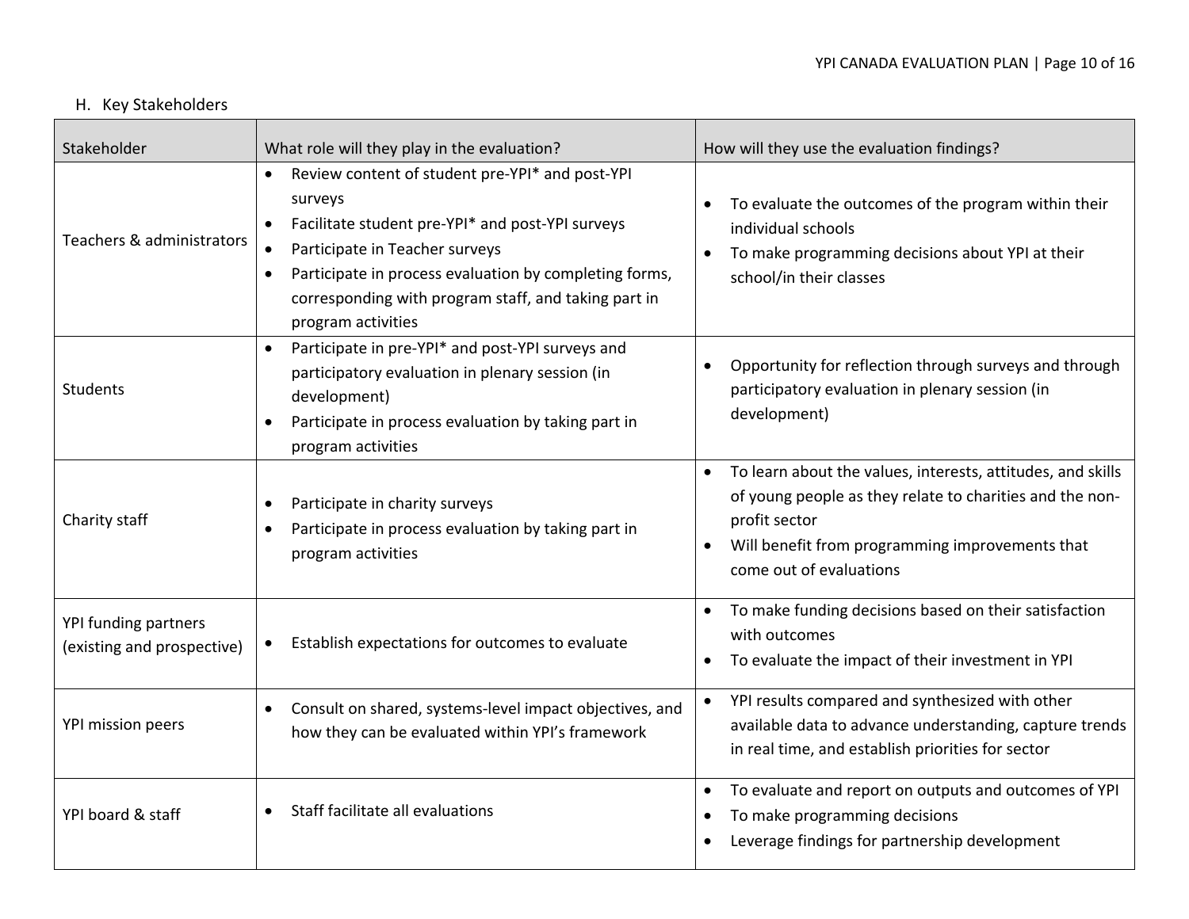## H. Key Stakeholders

| Stakeholder | What role will they play in the evaluation? | How will they use the evaluation findings? |
|---|---|---|
| Teachers & administrators | • Review content of student pre-YPI* and post-YPI surveys<br>• Facilitate student pre-YPI* and post-YPI surveys<br>• Participate in Teacher surveys<br>• Participate in process evaluation by completing forms, corresponding with program staff, and taking part in program activities | • To evaluate the outcomes of the program within their individual schools<br>• To make programming decisions about YPI at their school/in their classes |
| Students | • Participate in pre-YPI* and post-YPI surveys and participatory evaluation in plenary session (in development)<br>• Participate in process evaluation by taking part in program activities | • Opportunity for reflection through surveys and through participatory evaluation in plenary session (in development) |
| Charity staff | • Participate in charity surveys<br>• Participate in process evaluation by taking part in program activities | • To learn about the values, interests, attitudes, and skills of young people as they relate to charities and the non-profit sector<br>• Will benefit from programming improvements that come out of evaluations |
| YPI funding partners (existing and prospective) | • Establish expectations for outcomes to evaluate | • To make funding decisions based on their satisfaction with outcomes<br>• To evaluate the impact of their investment in YPI |
| YPI mission peers | • Consult on shared, systems-level impact objectives, and how they can be evaluated within YPI's framework | • YPI results compared and synthesized with other available data to advance understanding, capture trends in real time, and establish priorities for sector |
| YPI board & staff | • Staff facilitate all evaluations | • To evaluate and report on outputs and outcomes of YPI<br>• To make programming decisions<br>• Leverage findings for partnership development |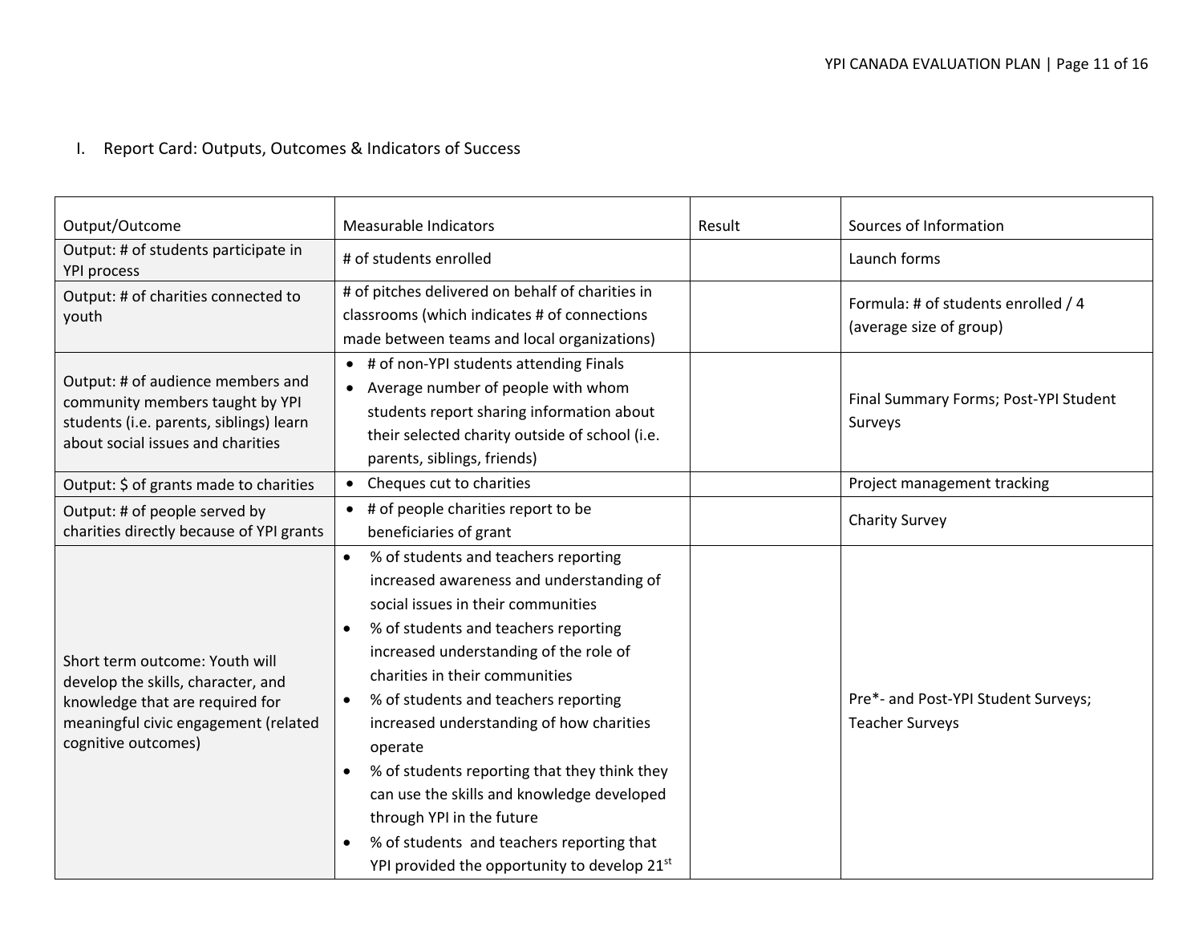I. Report Card: Outputs, Outcomes & Indicators of Success

| Output/Outcome | Measurable Indicators | Result | Sources of Information |
|---|---|---|---|
| Output: # of students participate in YPI process | # of students enrolled | | Launch forms |
| Output: # of charities connected to youth | # of pitches delivered on behalf of charities in classrooms (which indicates # of connections made between teams and local organizations) | | Formula: # of students enrolled / 4 (average size of group) |
| Output: # of audience members and community members taught by YPI students (i.e. parents, siblings) learn about social issues and charities | • # of non-YPI students attending Finals<br>• Average number of people with whom students report sharing information about their selected charity outside of school (i.e. parents, siblings, friends) | | Final Summary Forms; Post-YPI Student Surveys |
| Output: $ of grants made to charities | • Cheques cut to charities | | Project management tracking |
| Output: # of people served by charities directly because of YPI grants | • # of people charities report to be beneficiaries of grant | | Charity Survey |
| Short term outcome: Youth will develop the skills, character, and knowledge that are required for meaningful civic engagement (related cognitive outcomes) | • % of students and teachers reporting increased awareness and understanding of social issues in their communities<br>• % of students and teachers reporting increased understanding of the role of charities in their communities<br>• % of students and teachers reporting increased understanding of how charities operate<br>• % of students reporting that they think they can use the skills and knowledge developed through YPI in the future<br>• % of students and teachers reporting that YPI provided the opportunity to develop 21st | | Pre*- and Post-YPI Student Surveys; Teacher Surveys |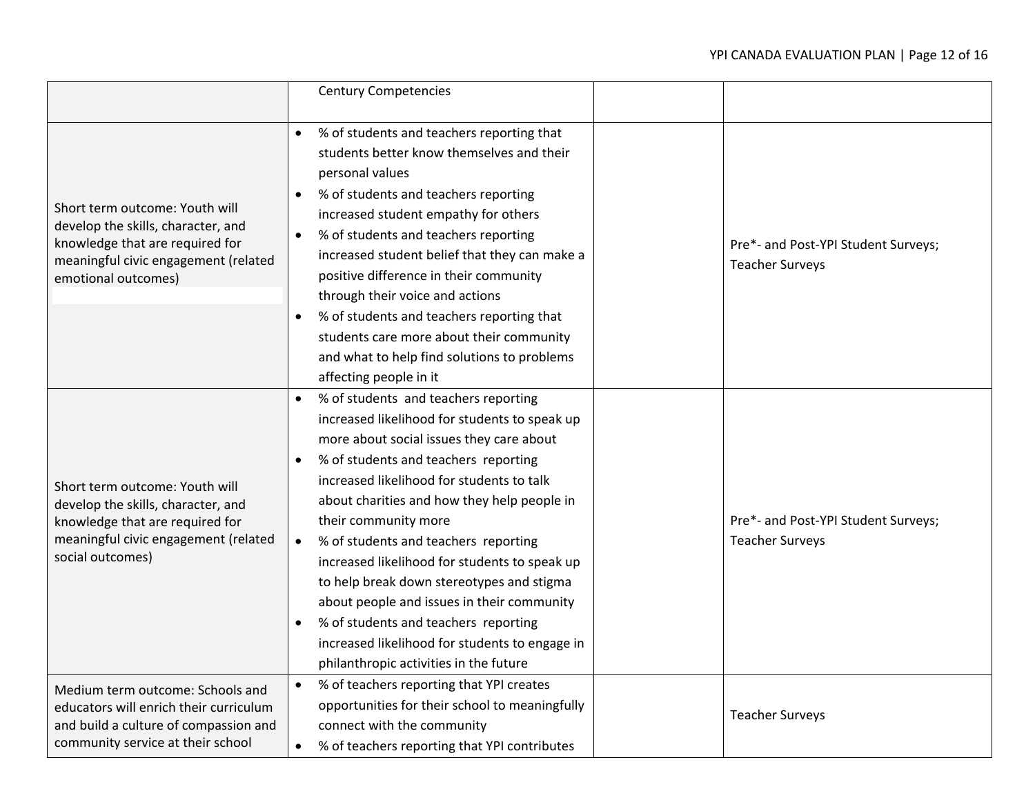| | | | |
|---|---|---|---|
| | Century Competencies | | |
| Short term outcome: Youth will develop the skills, character, and knowledge that are required for meaningful civic engagement (related emotional outcomes) | • % of students and teachers reporting that students better know themselves and their personal values<br>• % of students and teachers reporting increased student empathy for others<br>• % of students and teachers reporting increased student belief that they can make a positive difference in their community through their voice and actions<br>• % of students and teachers reporting that students care more about their community and what to help find solutions to problems affecting people in it | | Pre*- and Post-YPI Student Surveys; Teacher Surveys |
| Short term outcome: Youth will develop the skills, character, and knowledge that are required for meaningful civic engagement (related social outcomes) | • % of students and teachers reporting increased likelihood for students to speak up more about social issues they care about<br>• % of students and teachers reporting increased likelihood for students to talk about charities and how they help people in their community more<br>• % of students and teachers reporting increased likelihood for students to speak up to help break down stereotypes and stigma about people and issues in their community<br>• % of students and teachers reporting increased likelihood for students to engage in philanthropic activities in the future | | Pre*- and Post-YPI Student Surveys; Teacher Surveys |
| Medium term outcome: Schools and educators will enrich their curriculum and build a culture of compassion and community service at their school | • % of teachers reporting that YPI creates opportunities for their school to meaningfully connect with the community<br>• % of teachers reporting that YPI contributes | | Teacher Surveys |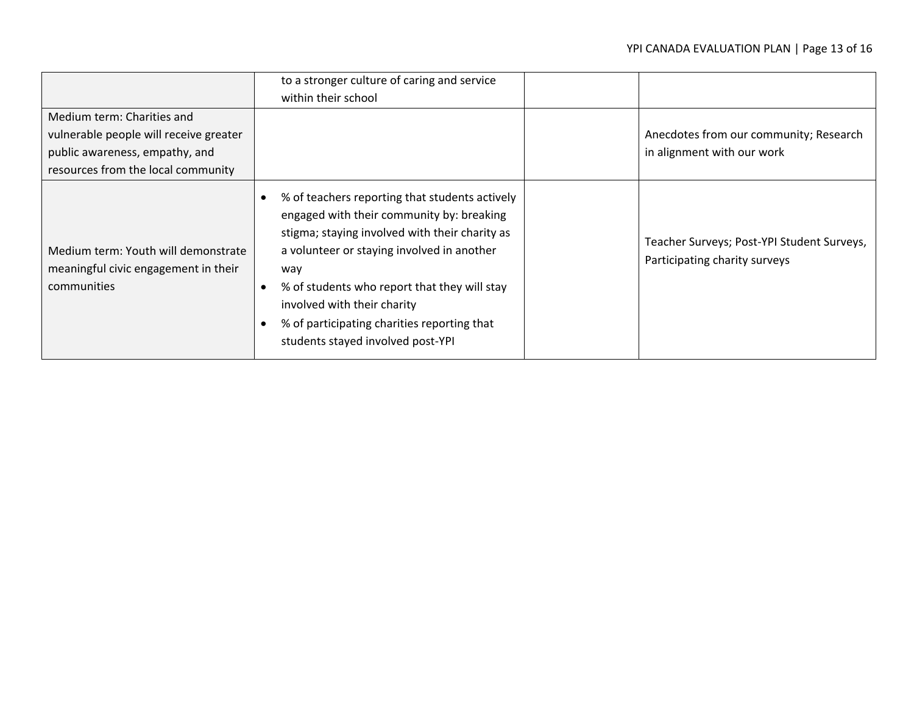| | | | |
|---|---|---|---|
| | to a stronger culture of caring and service within their school | | |
| Medium term: Charities and vulnerable people will receive greater public awareness, empathy, and resources from the local community | | | Anecdotes from our community; Research in alignment with our work |
| Medium term: Youth will demonstrate meaningful civic engagement in their communities | • % of teachers reporting that students actively engaged with their community by: breaking stigma; staying involved with their charity as a volunteer or staying involved in another way<br>• % of students who report that they will stay involved with their charity<br>• % of participating charities reporting that students stayed involved post-YPI | | Teacher Surveys; Post-YPI Student Surveys, Participating charity surveys |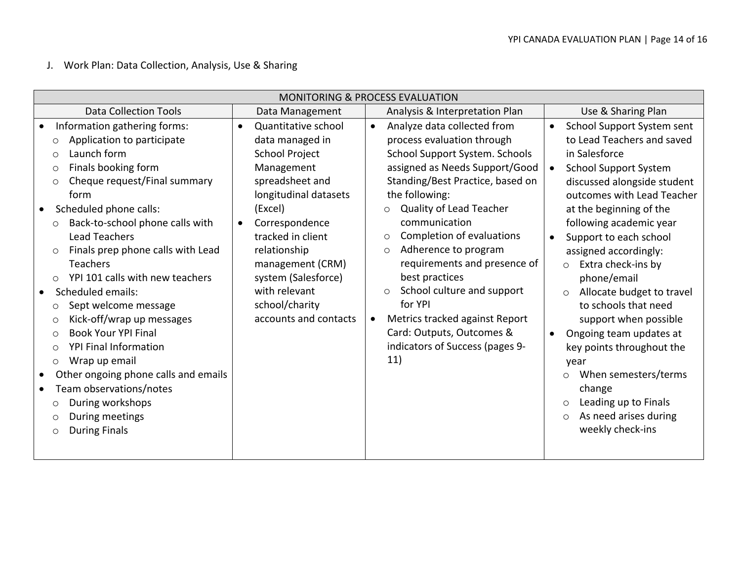J. Work Plan: Data Collection, Analysis, Use & Sharing

| MONITORING & PROCESS EVALUATION | | | |
|---|---|---|---|
| Data Collection Tools | Data Management | Analysis & Interpretation Plan | Use & Sharing Plan |
| • Information gathering forms:<br>○ Application to participate<br>○ Launch form<br>○ Finals booking form<br>○ Cheque request/Final summary form<br>• Scheduled phone calls:<br>○ Back-to-school phone calls with Lead Teachers<br>○ Finals prep phone calls with Lead Teachers<br>○ YPI 101 calls with new teachers<br>• Scheduled emails:<br>○ Sept welcome message<br>○ Kick-off/wrap up messages<br>○ Book Your YPI Final<br>○ YPI Final Information<br>○ Wrap up email<br>• Other ongoing phone calls and emails<br>• Team observations/notes<br>○ During workshops<br>○ During meetings<br>○ During Finals | • Quantitative school data managed in School Project Management spreadsheet and longitudinal datasets (Excel)<br>• Correspondence tracked in client relationship management (CRM) system (Salesforce) with relevant school/charity accounts and contacts | • Analyze data collected from process evaluation through School Support System. Schools assigned as Needs Support/Good Standing/Best Practice, based on the following:<br>○ Quality of Lead Teacher communication<br>○ Completion of evaluations<br>○ Adherence to program requirements and presence of best practices<br>○ School culture and support for YPI<br>• Metrics tracked against Report Card: Outputs, Outcomes & indicators of Success (pages 9-11) | • School Support System sent to Lead Teachers and saved in Salesforce<br>• School Support System discussed alongside student outcomes with Lead Teacher at the beginning of the following academic year<br>• Support to each school assigned accordingly:<br>○ Extra check-ins by phone/email<br>○ Allocate budget to travel to schools that need support when possible<br>• Ongoing team updates at key points throughout the year<br>○ When semesters/terms change<br>○ Leading up to Finals<br>○ As need arises during weekly check-ins |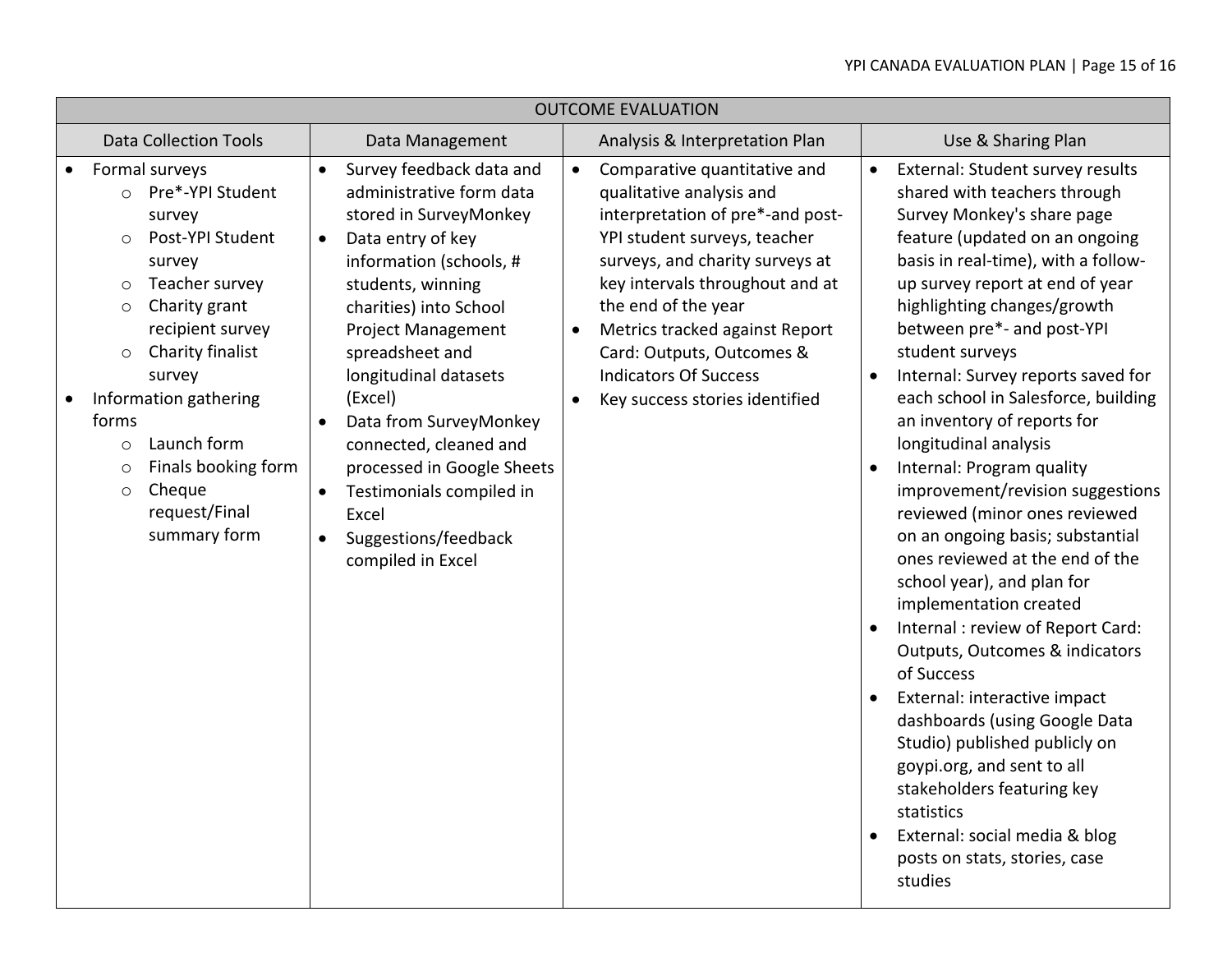| OUTCOME EVALUATION | | | |
|---|---|---|---|
| Data Collection Tools | Data Management | Analysis & Interpretation Plan | Use & Sharing Plan |
| • Formal surveys<br>  ○ Pre*-YPI Student survey<br>  ○ Post-YPI Student survey<br>  ○ Teacher survey<br>  ○ Charity grant recipient survey<br>  ○ Charity finalist survey<br>• Information gathering forms<br>  ○ Launch form<br>  ○ Finals booking form<br>  ○ Cheque request/Final summary form | • Survey feedback data and administrative form data stored in SurveyMonkey<br>• Data entry of key information (schools, # students, winning charities) into School Project Management spreadsheet and longitudinal datasets (Excel)<br>• Data from SurveyMonkey connected, cleaned and processed in Google Sheets<br>• Testimonials compiled in Excel<br>• Suggestions/feedback compiled in Excel | • Comparative quantitative and qualitative analysis and interpretation of pre*-and post-YPI student surveys, teacher surveys, and charity surveys at key intervals throughout and at the end of the year<br>• Metrics tracked against Report Card: Outputs, Outcomes & Indicators Of Success<br>• Key success stories identified | • External: Student survey results shared with teachers through Survey Monkey's share page feature (updated on an ongoing basis in real-time), with a follow-up survey report at end of year highlighting changes/growth between pre*- and post-YPI student surveys<br>• Internal: Survey reports saved for each school in Salesforce, building an inventory of reports for longitudinal analysis<br>• Internal: Program quality improvement/revision suggestions reviewed (minor ones reviewed on an ongoing basis; substantial ones reviewed at the end of the school year), and plan for implementation created<br>• Internal : review of Report Card: Outputs, Outcomes & indicators of Success<br>• External: interactive impact dashboards (using Google Data Studio) published publicly on goypi.org, and sent to all stakeholders featuring key statistics<br>• External: social media & blog posts on stats, stories, case studies |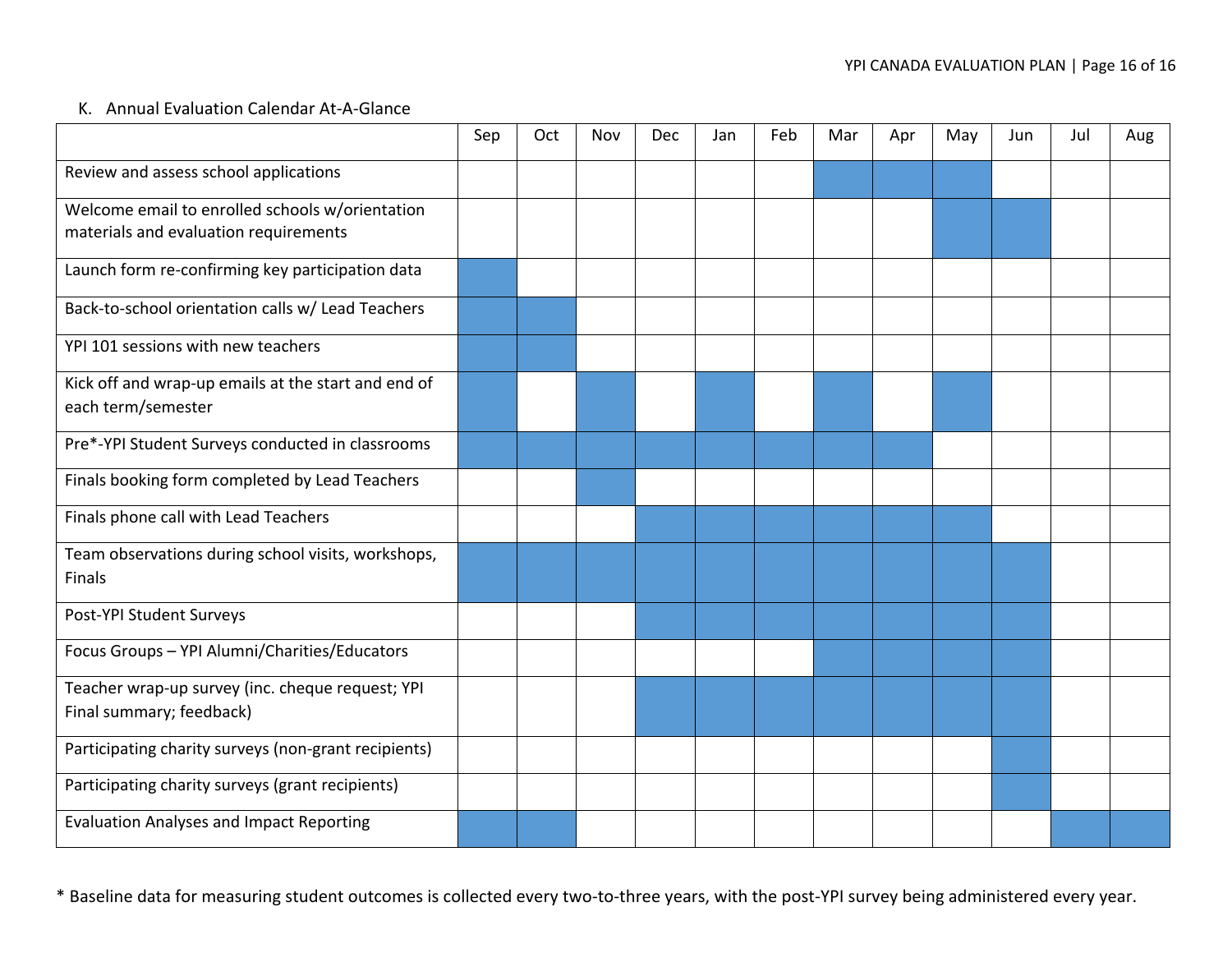K. Annual Evaluation Calendar At-A-Glance

| | Sep | Oct | Nov | Dec | Jan | Feb | Mar | Apr | May | Jun | Jul | Aug |
|---|---|---|---|---|---|---|---|---|---|---|---|---|
| Review and assess school applications | | | | | | | ■ | ■ | ■ | | | |
| Welcome email to enrolled schools w/orientation materials and evaluation requirements | | | | | | | | | ■ | ■ | | |
| Launch form re-confirming key participation data | ■ | | | | | | | | | | | |
| Back-to-school orientation calls w/ Lead Teachers | ■ | ■ | | | | | | | | | | |
| YPI 101 sessions with new teachers | ■ | ■ | | | | | | | | | | |
| Kick off and wrap-up emails at the start and end of each term/semester | ■ | | ■ | | ■ | | ■ | | ■ | | | |
| Pre*-YPI Student Surveys conducted in classrooms | ■ | ■ | ■ | ■ | ■ | ■ | ■ | ■ | | | | |
| Finals booking form completed by Lead Teachers | | | ■ | | | | | | | | | |
| Finals phone call with Lead Teachers | | | | ■ | ■ | ■ | ■ | ■ | ■ | | | |
| Team observations during school visits, workshops, Finals | ■ | ■ | ■ | ■ | ■ | ■ | ■ | ■ | ■ | ■ | | |
| Post-YPI Student Surveys | | | | ■ | ■ | ■ | ■ | ■ | ■ | ■ | | |
| Focus Groups – YPI Alumni/Charities/Educators | | | | | | | ■ | ■ | ■ | ■ | | |
| Teacher wrap-up survey (inc. cheque request; YPI Final summary; feedback) | | | | ■ | ■ | ■ | ■ | ■ | ■ | ■ | | |
| Participating charity surveys (non-grant recipients) | | | | | | | | | | ■ | | |
| Participating charity surveys (grant recipients) | | | | | | | | | | ■ | | |
| Evaluation Analyses and Impact Reporting | ■ | ■ | | | | | | | | | ■ | ■ |

* Baseline data for measuring student outcomes is collected every two-to-three years, with the post-YPI survey being administered every year.